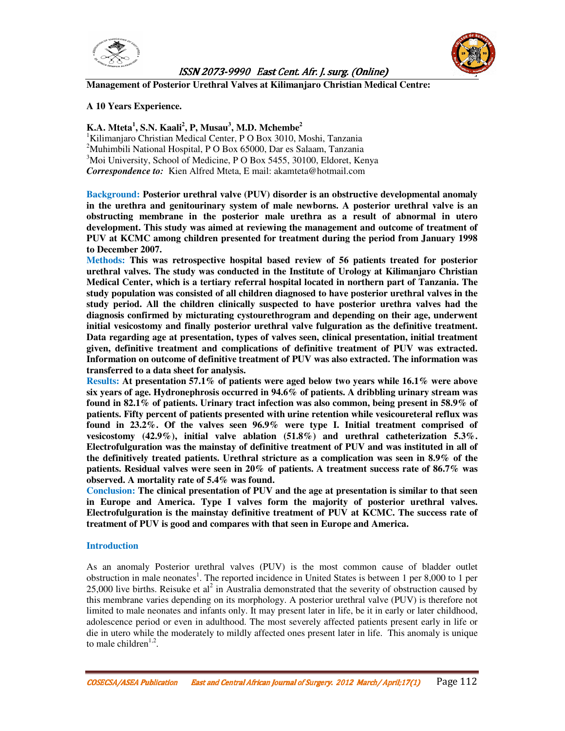# Management of Posterior Urethral Valves at Kilimanjaro Christian Medical Centre: A 10 Years Experience.

**K.A. Mteta[1], S.N. Kaali[2], P, Musau[3], M.D. Mchembe[2]**

[1]Kilimanjaro Christian Medical Center, P O Box 3010, Moshi, Tanzania
[2]Muhimbili National Hospital, P O Box 65000, Dar es Salaam, Tanzania
[3]Moi University, School of Medicine, P O Box 5455, 30100, Eldoret, Kenya
***Correspondence to:*** Kien Alfred Mteta, E mail: akamteta@hotmail.com

**Background: Posterior urethral valve (PUV) disorder is an obstructive developmental anomaly in the urethra and genitourinary system of male newborns. A posterior urethral valve is an obstructing membrane in the posterior male urethra as a result of abnormal in utero development. This study was aimed at reviewing the management and outcome of treatment of PUV at KCMC among children presented for treatment during the period from January 1998 to December 2007.**

**Methods: This was retrospective hospital based review of 56 patients treated for posterior urethral valves. The study was conducted in the Institute of Urology at Kilimanjaro Christian Medical Center, which is a tertiary referral hospital located in northern part of Tanzania. The study population was consisted of all children diagnosed to have posterior urethral valves in the study period. All the children clinically suspected to have posterior urethra valves had the diagnosis confirmed by micturating cystourethrogram and depending on their age, underwent initial vesicostomy and finally posterior urethral valve fulguration as the definitive treatment. Data regarding age at presentation, types of valves seen, clinical presentation, initial treatment given, definitive treatment and complications of definitive treatment of PUV was extracted. Information on outcome of definitive treatment of PUV was also extracted. The information was transferred to a data sheet for analysis.**

**Results: At presentation 57.1% of patients were aged below two years while 16.1% were above six years of age. Hydronephrosis occurred in 94.6% of patients. A dribbling urinary stream was found in 82.1% of patients. Urinary tract infection was also common, being present in 58.9% of patients. Fifty percent of patients presented with urine retention while vesicoureteral reflux was found in 23.2%. Of the valves seen 96.9% were type I. Initial treatment comprised of vesicostomy (42.9%), initial valve ablation (51.8%) and urethral catheterization 5.3%. Electrofulguration was the mainstay of definitive treatment of PUV and was instituted in all of the definitively treated patients. Urethral stricture as a complication was seen in 8.9% of the patients. Residual valves were seen in 20% of patients. A treatment success rate of 86.7% was observed. A mortality rate of 5.4% was found.**

**Conclusion: The clinical presentation of PUV and the age at presentation is similar to that seen in Europe and America. Type I valves form the majority of posterior urethral valves. Electrofulguration is the mainstay definitive treatment of PUV at KCMC. The success rate of treatment of PUV is good and compares with that seen in Europe and America.**

## Introduction

As an anomaly Posterior urethral valves (PUV) is the most common cause of bladder outlet obstruction in male neonates[1]. The reported incidence in United States is between 1 per 8,000 to 1 per 25,000 live births. Reisuke et al[2] in Australia demonstrated that the severity of obstruction caused by this membrane varies depending on its morphology. A posterior urethral valve (PUV) is therefore not limited to male neonates and infants only. It may present later in life, be it in early or later childhood, adolescence period or even in adulthood. The most severely affected patients present early in life or die in utero while the moderately to mildly affected ones present later in life. This anomaly is unique to male children[1,2].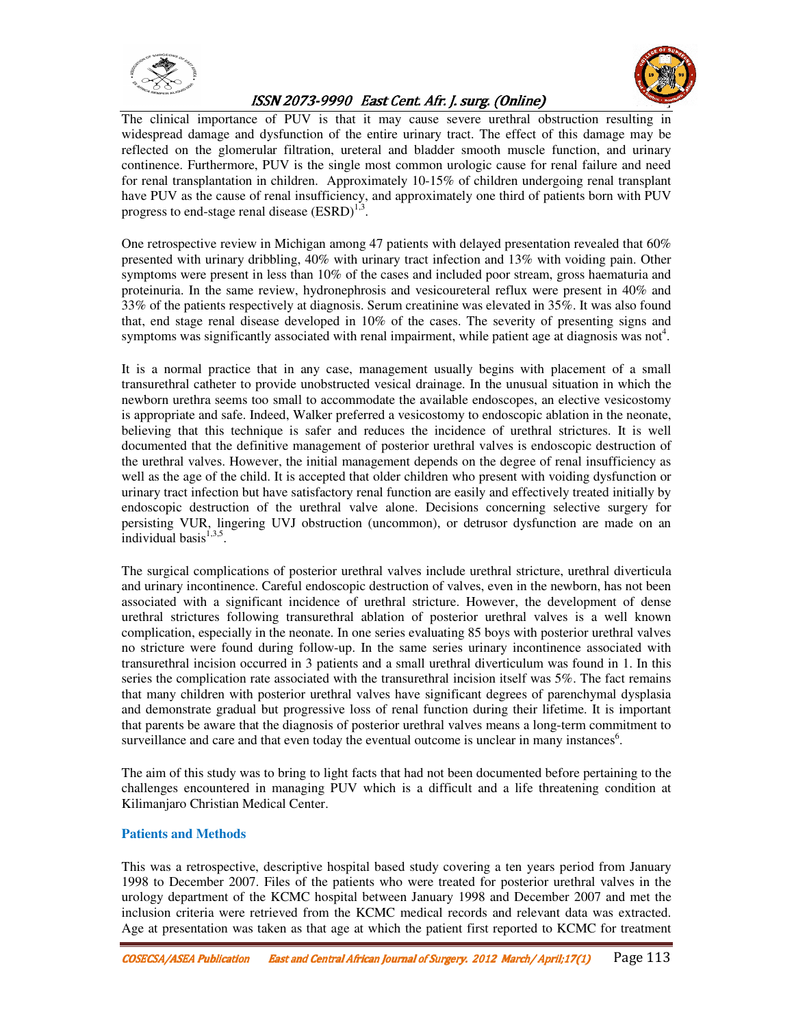The clinical importance of PUV is that it may cause severe urethral obstruction resulting in widespread damage and dysfunction of the entire urinary tract. The effect of this damage may be reflected on the glomerular filtration, ureteral and bladder smooth muscle function, and urinary continence. Furthermore, PUV is the single most common urologic cause for renal failure and need for renal transplantation in children. Approximately 10-15% of children undergoing renal transplant have PUV as the cause of renal insufficiency, and approximately one third of patients born with PUV progress to end-stage renal disease (ESRD)[1,3].

One retrospective review in Michigan among 47 patients with delayed presentation revealed that 60% presented with urinary dribbling, 40% with urinary tract infection and 13% with voiding pain. Other symptoms were present in less than 10% of the cases and included poor stream, gross haematuria and proteinuria. In the same review, hydronephrosis and vesicoureteral reflux were present in 40% and 33% of the patients respectively at diagnosis. Serum creatinine was elevated in 35%. It was also found that, end stage renal disease developed in 10% of the cases. The severity of presenting signs and symptoms was significantly associated with renal impairment, while patient age at diagnosis was not[4].

It is a normal practice that in any case, management usually begins with placement of a small transurethral catheter to provide unobstructed vesical drainage. In the unusual situation in which the newborn urethra seems too small to accommodate the available endoscopes, an elective vesicostomy is appropriate and safe. Indeed, Walker preferred a vesicostomy to endoscopic ablation in the neonate, believing that this technique is safer and reduces the incidence of urethral strictures. It is well documented that the definitive management of posterior urethral valves is endoscopic destruction of the urethral valves. However, the initial management depends on the degree of renal insufficiency as well as the age of the child. It is accepted that older children who present with voiding dysfunction or urinary tract infection but have satisfactory renal function are easily and effectively treated initially by endoscopic destruction of the urethral valve alone. Decisions concerning selective surgery for persisting VUR, lingering UVJ obstruction (uncommon), or detrusor dysfunction are made on an individual basis[1,3,5].

The surgical complications of posterior urethral valves include urethral stricture, urethral diverticula and urinary incontinence. Careful endoscopic destruction of valves, even in the newborn, has not been associated with a significant incidence of urethral stricture. However, the development of dense urethral strictures following transurethral ablation of posterior urethral valves is a well known complication, especially in the neonate. In one series evaluating 85 boys with posterior urethral valves no stricture were found during follow-up. In the same series urinary incontinence associated with transurethral incision occurred in 3 patients and a small urethral diverticulum was found in 1. In this series the complication rate associated with the transurethral incision itself was 5%. The fact remains that many children with posterior urethral valves have significant degrees of parenchymal dysplasia and demonstrate gradual but progressive loss of renal function during their lifetime. It is important that parents be aware that the diagnosis of posterior urethral valves means a long-term commitment to surveillance and care and that even today the eventual outcome is unclear in many instances[6].

The aim of this study was to bring to light facts that had not been documented before pertaining to the challenges encountered in managing PUV which is a difficult and a life threatening condition at Kilimanjaro Christian Medical Center.

## Patients and Methods

This was a retrospective, descriptive hospital based study covering a ten years period from January 1998 to December 2007. Files of the patients who were treated for posterior urethral valves in the urology department of the KCMC hospital between January 1998 and December 2007 and met the inclusion criteria were retrieved from the KCMC medical records and relevant data was extracted. Age at presentation was taken as that age at which the patient first reported to KCMC for treatment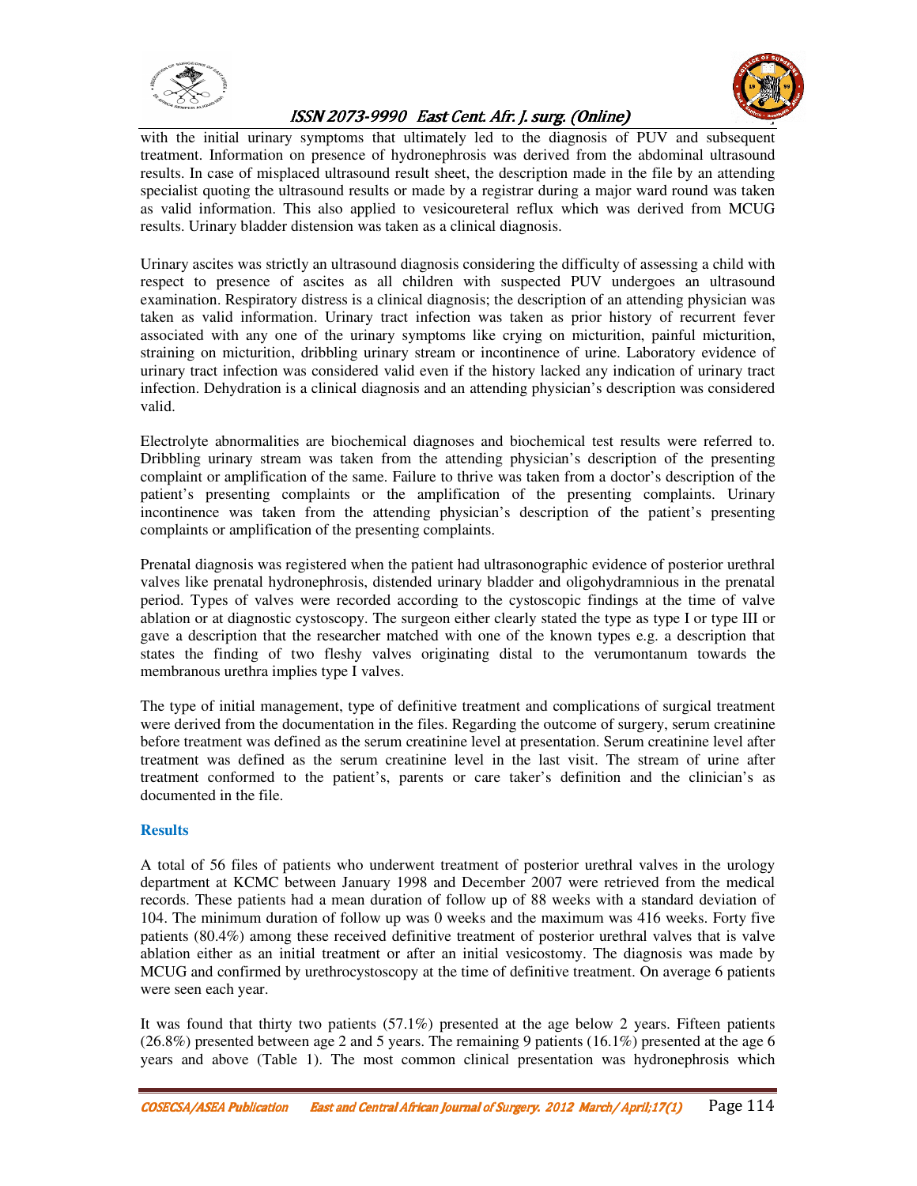with the initial urinary symptoms that ultimately led to the diagnosis of PUV and subsequent treatment. Information on presence of hydronephrosis was derived from the abdominal ultrasound results. In case of misplaced ultrasound result sheet, the description made in the file by an attending specialist quoting the ultrasound results or made by a registrar during a major ward round was taken as valid information. This also applied to vesicoureteral reflux which was derived from MCUG results. Urinary bladder distension was taken as a clinical diagnosis.

Urinary ascites was strictly an ultrasound diagnosis considering the difficulty of assessing a child with respect to presence of ascites as all children with suspected PUV undergoes an ultrasound examination. Respiratory distress is a clinical diagnosis; the description of an attending physician was taken as valid information. Urinary tract infection was taken as prior history of recurrent fever associated with any one of the urinary symptoms like crying on micturition, painful micturition, straining on micturition, dribbling urinary stream or incontinence of urine. Laboratory evidence of urinary tract infection was considered valid even if the history lacked any indication of urinary tract infection. Dehydration is a clinical diagnosis and an attending physician's description was considered valid.

Electrolyte abnormalities are biochemical diagnoses and biochemical test results were referred to. Dribbling urinary stream was taken from the attending physician's description of the presenting complaint or amplification of the same. Failure to thrive was taken from a doctor's description of the patient's presenting complaints or the amplification of the presenting complaints. Urinary incontinence was taken from the attending physician's description of the patient's presenting complaints or amplification of the presenting complaints.

Prenatal diagnosis was registered when the patient had ultrasonographic evidence of posterior urethral valves like prenatal hydronephrosis, distended urinary bladder and oligohydramnious in the prenatal period. Types of valves were recorded according to the cystoscopic findings at the time of valve ablation or at diagnostic cystoscopy. The surgeon either clearly stated the type as type I or type III or gave a description that the researcher matched with one of the known types e.g. a description that states the finding of two fleshy valves originating distal to the verumontanum towards the membranous urethra implies type I valves.

The type of initial management, type of definitive treatment and complications of surgical treatment were derived from the documentation in the files. Regarding the outcome of surgery, serum creatinine before treatment was defined as the serum creatinine level at presentation. Serum creatinine level after treatment was defined as the serum creatinine level in the last visit. The stream of urine after treatment conformed to the patient's, parents or care taker's definition and the clinician's as documented in the file.

## Results

A total of 56 files of patients who underwent treatment of posterior urethral valves in the urology department at KCMC between January 1998 and December 2007 were retrieved from the medical records. These patients had a mean duration of follow up of 88 weeks with a standard deviation of 104. The minimum duration of follow up was 0 weeks and the maximum was 416 weeks. Forty five patients (80.4%) among these received definitive treatment of posterior urethral valves that is valve ablation either as an initial treatment or after an initial vesicostomy. The diagnosis was made by MCUG and confirmed by urethrocystoscopy at the time of definitive treatment. On average 6 patients were seen each year.

It was found that thirty two patients (57.1%) presented at the age below 2 years. Fifteen patients (26.8%) presented between age 2 and 5 years. The remaining 9 patients (16.1%) presented at the age 6 years and above (Table 1). The most common clinical presentation was hydronephrosis which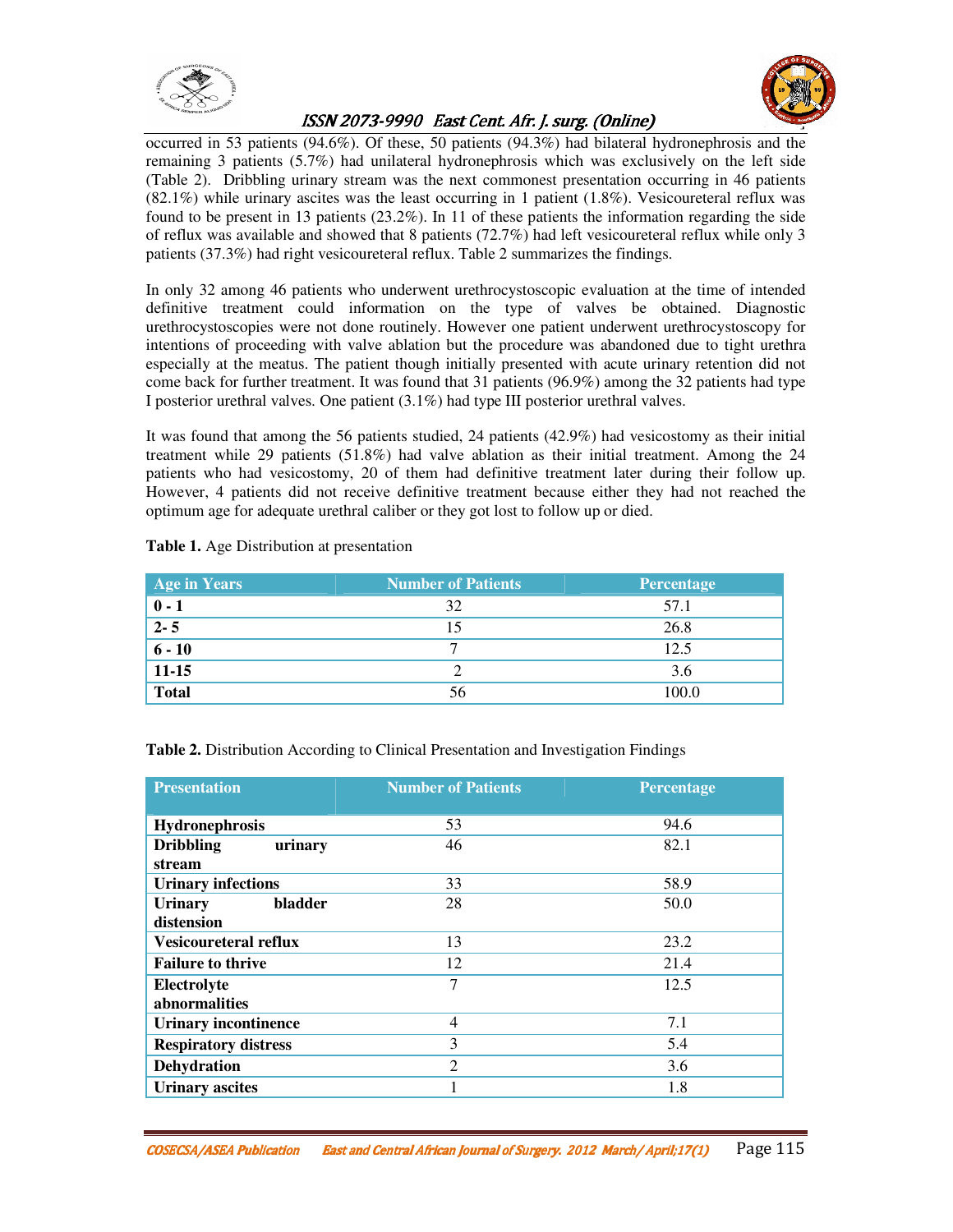occurred in 53 patients (94.6%). Of these, 50 patients (94.3%) had bilateral hydronephrosis and the remaining 3 patients (5.7%) had unilateral hydronephrosis which was exclusively on the left side (Table 2). Dribbling urinary stream was the next commonest presentation occurring in 46 patients (82.1%) while urinary ascites was the least occurring in 1 patient (1.8%). Vesicoureteral reflux was found to be present in 13 patients (23.2%). In 11 of these patients the information regarding the side of reflux was available and showed that 8 patients (72.7%) had left vesicoureteral reflux while only 3 patients (37.3%) had right vesicoureteral reflux. Table 2 summarizes the findings.

In only 32 among 46 patients who underwent urethrocystoscopic evaluation at the time of intended definitive treatment could information on the type of valves be obtained. Diagnostic urethrocystoscopies were not done routinely. However one patient underwent urethrocystoscopy for intentions of proceeding with valve ablation but the procedure was abandoned due to tight urethra especially at the meatus. The patient though initially presented with acute urinary retention did not come back for further treatment. It was found that 31 patients (96.9%) among the 32 patients had type I posterior urethral valves. One patient (3.1%) had type III posterior urethral valves.

It was found that among the 56 patients studied, 24 patients (42.9%) had vesicostomy as their initial treatment while 29 patients (51.8%) had valve ablation as their initial treatment. Among the 24 patients who had vesicostomy, 20 of them had definitive treatment later during their follow up. However, 4 patients did not receive definitive treatment because either they had not reached the optimum age for adequate urethral caliber or they got lost to follow up or died.

**Table 1.** Age Distribution at presentation

| Age in Years | Number of Patients | Percentage |
|---|---|---|
| **0 - 1** | 32 | 57.1 |
| **2- 5** | 15 | 26.8 |
| **6 - 10** | 7 | 12.5 |
| **11-15** | 2 | 3.6 |
| **Total** | 56 | 100.0 |

**Table 2.** Distribution According to Clinical Presentation and Investigation Findings

| Presentation | Number of Patients | Percentage |
|---|---|---|
| **Hydronephrosis** | 53 | 94.6 |
| **Dribbling urinary stream** | 46 | 82.1 |
| **Urinary infections** | 33 | 58.9 |
| **Urinary bladder distension** | 28 | 50.0 |
| **Vesicoureteral reflux** | 13 | 23.2 |
| **Failure to thrive** | 12 | 21.4 |
| **Electrolyte abnormalities** | 7 | 12.5 |
| **Urinary incontinence** | 4 | 7.1 |
| **Respiratory distress** | 3 | 5.4 |
| **Dehydration** | 2 | 3.6 |
| **Urinary ascites** | 1 | 1.8 |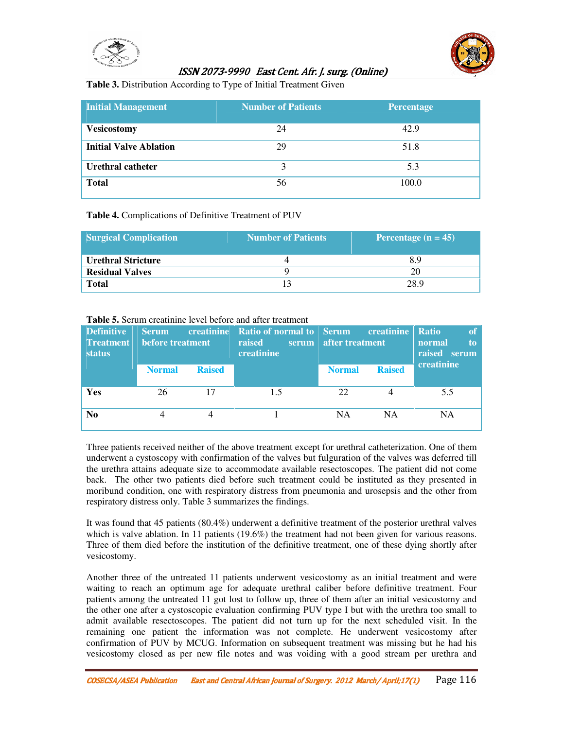**Table 3.** Distribution According to Type of Initial Treatment Given

| Initial Management | Number of Patients | Percentage |
|---|---|---|
| **Vesicostomy** | 24 | 42.9 |
| **Initial Valve Ablation** | 29 | 51.8 |
| **Urethral catheter** | 3 | 5.3 |
| **Total** | 56 | 100.0 |

**Table 4.** Complications of Definitive Treatment of PUV

| Surgical Complication | Number of Patients | Percentage (n = 45) |
|---|---|---|
| **Urethral Stricture** | 4 | 8.9 |
| **Residual Valves** | 9 | 20 |
| **Total** | 13 | 28.9 |

**Table 5.** Serum creatinine level before and after treatment

| Definitive Treatment status | Serum creatinine before treatment | | Ratio of normal to raised serum creatinine | Serum creatinine after treatment | | Ratio of normal to raised serum creatinine |
|---|---|---|---|---|---|---|
| | Normal | Raised | | Normal | Raised | |
| **Yes** | 26 | 17 | 1.5 | 22 | 4 | 5.5 |
| **No** | 4 | 4 | 1 | NA | NA | NA |

Three patients received neither of the above treatment except for urethral catheterization. One of them underwent a cystoscopy with confirmation of the valves but fulguration of the valves was deferred till the urethra attains adequate size to accommodate available resectoscopes. The patient did not come back. The other two patients died before such treatment could be instituted as they presented in moribund condition, one with respiratory distress from pneumonia and urosepsis and the other from respiratory distress only. Table 3 summarizes the findings.

It was found that 45 patients (80.4%) underwent a definitive treatment of the posterior urethral valves which is valve ablation. In 11 patients (19.6%) the treatment had not been given for various reasons. Three of them died before the institution of the definitive treatment, one of these dying shortly after vesicostomy.

Another three of the untreated 11 patients underwent vesicostomy as an initial treatment and were waiting to reach an optimum age for adequate urethral caliber before definitive treatment. Four patients among the untreated 11 got lost to follow up, three of them after an initial vesicostomy and the other one after a cystoscopic evaluation confirming PUV type I but with the urethra too small to admit available resectoscopes. The patient did not turn up for the next scheduled visit. In the remaining one patient the information was not complete. He underwent vesicostomy after confirmation of PUV by MCUG. Information on subsequent treatment was missing but he had his vesicostomy closed as per new file notes and was voiding with a good stream per urethra and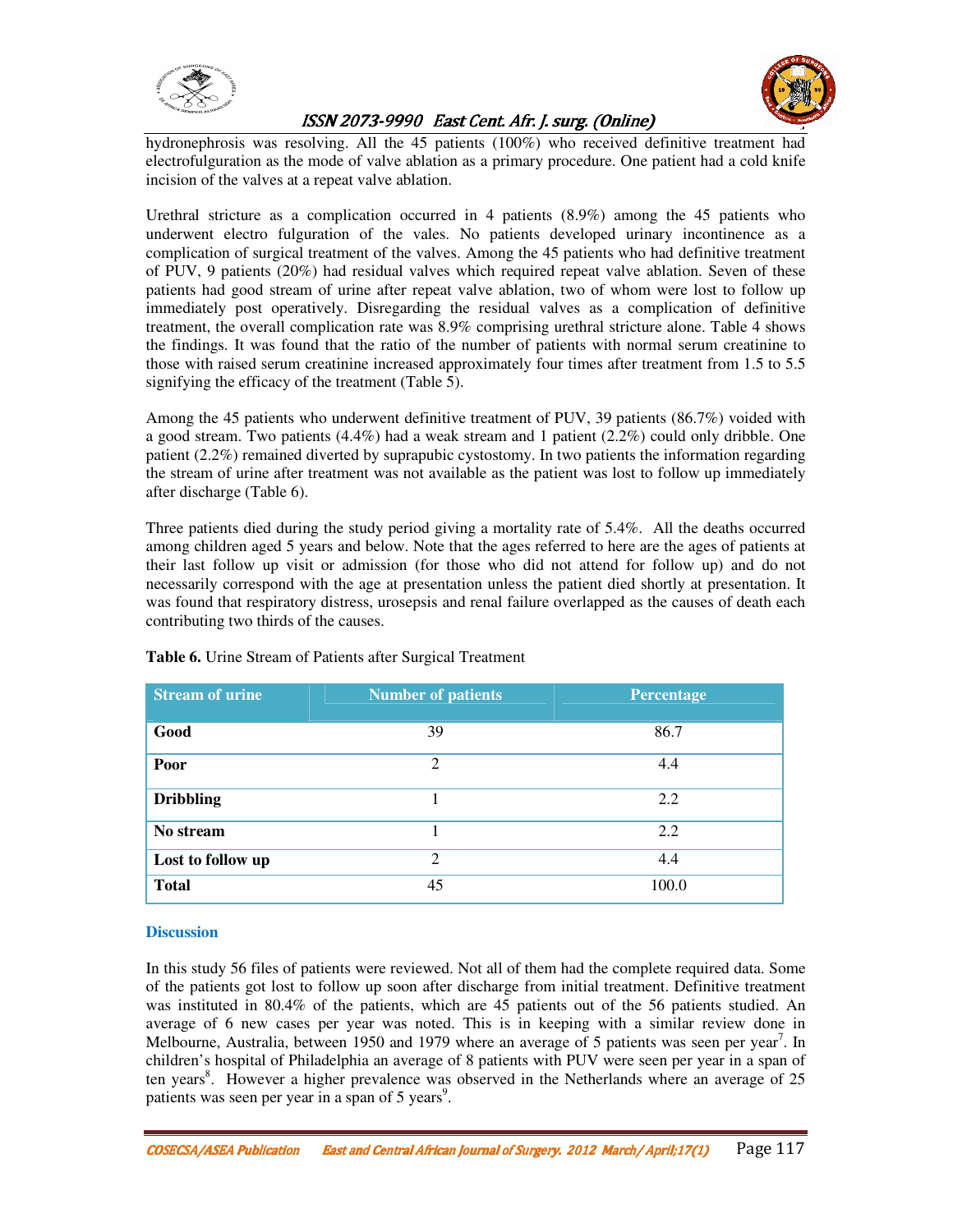hydronephrosis was resolving. All the 45 patients (100%) who received definitive treatment had electrofulguration as the mode of valve ablation as a primary procedure. One patient had a cold knife incision of the valves at a repeat valve ablation.

Urethral stricture as a complication occurred in 4 patients (8.9%) among the 45 patients who underwent electro fulguration of the vales. No patients developed urinary incontinence as a complication of surgical treatment of the valves. Among the 45 patients who had definitive treatment of PUV, 9 patients (20%) had residual valves which required repeat valve ablation. Seven of these patients had good stream of urine after repeat valve ablation, two of whom were lost to follow up immediately post operatively. Disregarding the residual valves as a complication of definitive treatment, the overall complication rate was 8.9% comprising urethral stricture alone. Table 4 shows the findings. It was found that the ratio of the number of patients with normal serum creatinine to those with raised serum creatinine increased approximately four times after treatment from 1.5 to 5.5 signifying the efficacy of the treatment (Table 5).

Among the 45 patients who underwent definitive treatment of PUV, 39 patients (86.7%) voided with a good stream. Two patients (4.4%) had a weak stream and 1 patient (2.2%) could only dribble. One patient (2.2%) remained diverted by suprapubic cystostomy. In two patients the information regarding the stream of urine after treatment was not available as the patient was lost to follow up immediately after discharge (Table 6).

Three patients died during the study period giving a mortality rate of 5.4%. All the deaths occurred among children aged 5 years and below. Note that the ages referred to here are the ages of patients at their last follow up visit or admission (for those who did not attend for follow up) and do not necessarily correspond with the age at presentation unless the patient died shortly at presentation. It was found that respiratory distress, urosepsis and renal failure overlapped as the causes of death each contributing two thirds of the causes.

**Table 6.** Urine Stream of Patients after Surgical Treatment

| Stream of urine | Number of patients | Percentage |
|---|---|---|
| **Good** | 39 | 86.7 |
| **Poor** | 2 | 4.4 |
| **Dribbling** | 1 | 2.2 |
| **No stream** | 1 | 2.2 |
| **Lost to follow up** | 2 | 4.4 |
| **Total** | 45 | 100.0 |

## Discussion

In this study 56 files of patients were reviewed. Not all of them had the complete required data. Some of the patients got lost to follow up soon after discharge from initial treatment. Definitive treatment was instituted in 80.4% of the patients, which are 45 patients out of the 56 patients studied. An average of 6 new cases per year was noted. This is in keeping with a similar review done in Melbourne, Australia, between 1950 and 1979 where an average of 5 patients was seen per year[7]. In children's hospital of Philadelphia an average of 8 patients with PUV were seen per year in a span of ten years[8]. However a higher prevalence was observed in the Netherlands where an average of 25 patients was seen per year in a span of 5 years[9].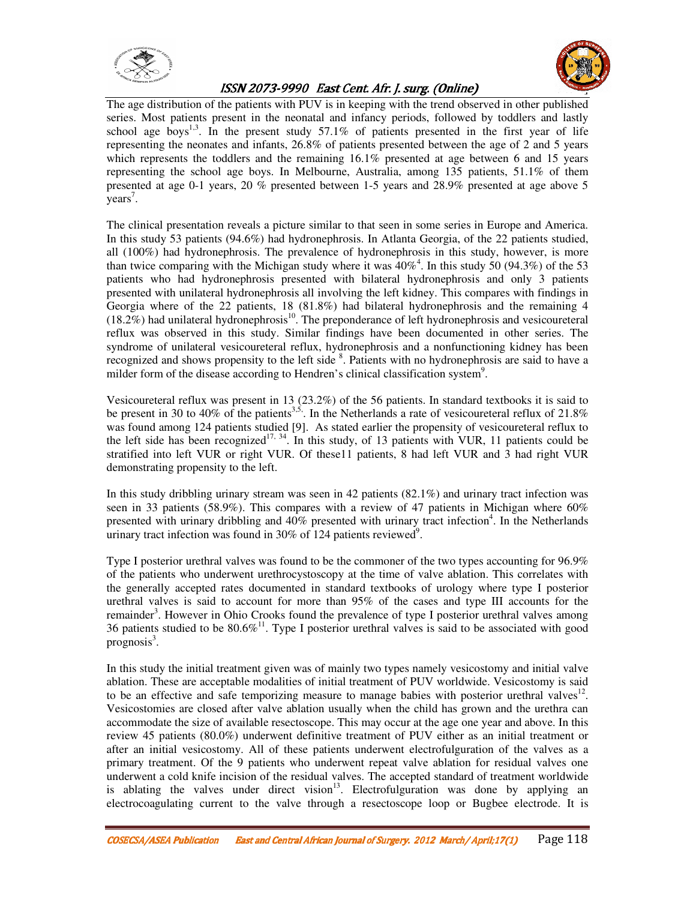The age distribution of the patients with PUV is in keeping with the trend observed in other published series. Most patients present in the neonatal and infancy periods, followed by toddlers and lastly school age boys[1,3]. In the present study 57.1% of patients presented in the first year of life representing the neonates and infants, 26.8% of patients presented between the age of 2 and 5 years which represents the toddlers and the remaining 16.1% presented at age between 6 and 15 years representing the school age boys. In Melbourne, Australia, among 135 patients, 51.1% of them presented at age 0-1 years, 20 % presented between 1-5 years and 28.9% presented at age above 5 years[7].

The clinical presentation reveals a picture similar to that seen in some series in Europe and America. In this study 53 patients (94.6%) had hydronephrosis. In Atlanta Georgia, of the 22 patients studied, all (100%) had hydronephrosis. The prevalence of hydronephrosis in this study, however, is more than twice comparing with the Michigan study where it was 40%[4]. In this study 50 (94.3%) of the 53 patients who had hydronephrosis presented with bilateral hydronephrosis and only 3 patients presented with unilateral hydronephrosis all involving the left kidney. This compares with findings in Georgia where of the 22 patients, 18 (81.8%) had bilateral hydronephrosis and the remaining 4 (18.2%) had unilateral hydronephrosis[10]. The preponderance of left hydronephrosis and vesicoureteral reflux was observed in this study. Similar findings have been documented in other series. The syndrome of unilateral vesicoureteral reflux, hydronephrosis and a nonfunctioning kidney has been recognized and shows propensity to the left side [8]. Patients with no hydronephrosis are said to have a milder form of the disease according to Hendren's clinical classification system[9].

Vesicoureteral reflux was present in 13 (23.2%) of the 56 patients. In standard textbooks it is said to be present in 30 to 40% of the patients[3,5]. In the Netherlands a rate of vesicoureteral reflux of 21.8% was found among 124 patients studied [9]. As stated earlier the propensity of vesicoureteral reflux to the left side has been recognized[17, 34]. In this study, of 13 patients with VUR, 11 patients could be stratified into left VUR or right VUR. Of these11 patients, 8 had left VUR and 3 had right VUR demonstrating propensity to the left.

In this study dribbling urinary stream was seen in 42 patients (82.1%) and urinary tract infection was seen in 33 patients (58.9%). This compares with a review of 47 patients in Michigan where 60% presented with urinary dribbling and 40% presented with urinary tract infection[4]. In the Netherlands urinary tract infection was found in 30% of 124 patients reviewed[9].

Type I posterior urethral valves was found to be the commoner of the two types accounting for 96.9% of the patients who underwent urethrocystoscopy at the time of valve ablation. This correlates with the generally accepted rates documented in standard textbooks of urology where type I posterior urethral valves is said to account for more than 95% of the cases and type III accounts for the remainder[3]. However in Ohio Crooks found the prevalence of type I posterior urethral valves among 36 patients studied to be 80.6%[11]. Type I posterior urethral valves is said to be associated with good prognosis[3].

In this study the initial treatment given was of mainly two types namely vesicostomy and initial valve ablation. These are acceptable modalities of initial treatment of PUV worldwide. Vesicostomy is said to be an effective and safe temporizing measure to manage babies with posterior urethral valves[12]. Vesicostomies are closed after valve ablation usually when the child has grown and the urethra can accommodate the size of available resectoscope. This may occur at the age one year and above. In this review 45 patients (80.0%) underwent definitive treatment of PUV either as an initial treatment or after an initial vesicostomy. All of these patients underwent electrofulguration of the valves as a primary treatment. Of the 9 patients who underwent repeat valve ablation for residual valves one underwent a cold knife incision of the residual valves. The accepted standard of treatment worldwide is ablating the valves under direct vision[13]. Electrofulguration was done by applying an electrocoagulating current to the valve through a resectoscope loop or Bugbee electrode. It is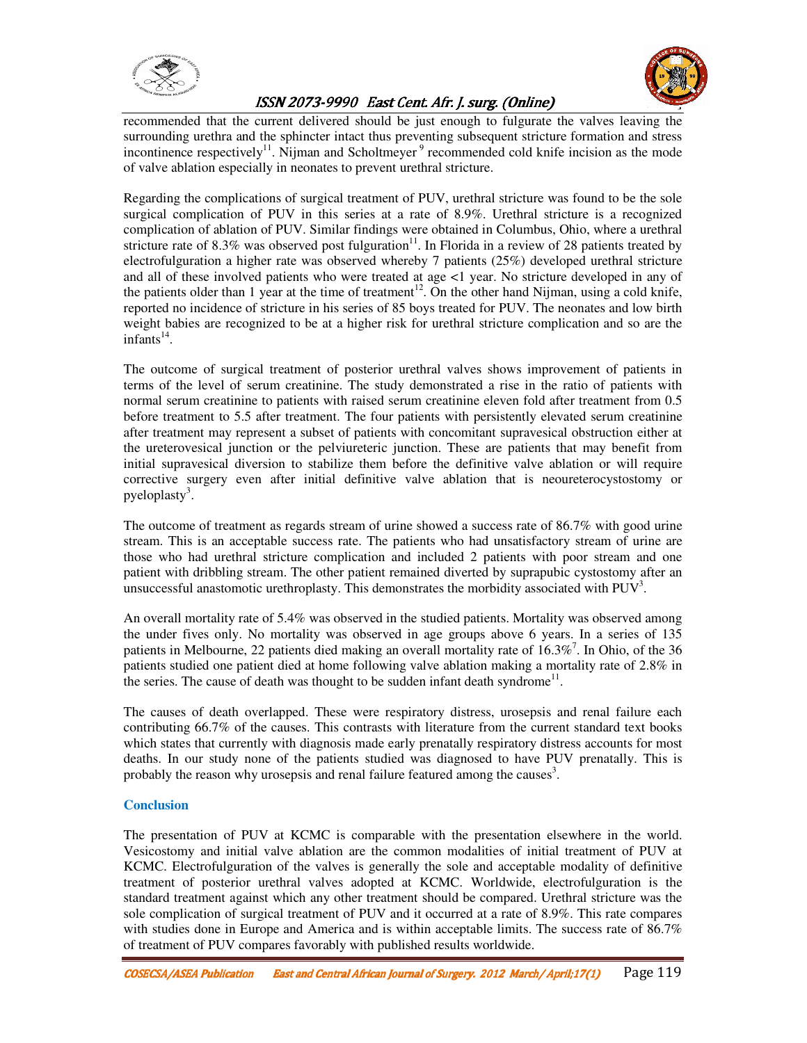recommended that the current delivered should be just enough to fulgurate the valves leaving the surrounding urethra and the sphincter intact thus preventing subsequent stricture formation and stress incontinence respectively[11]. Nijman and Scholtmeyer [9] recommended cold knife incision as the mode of valve ablation especially in neonates to prevent urethral stricture.

Regarding the complications of surgical treatment of PUV, urethral stricture was found to be the sole surgical complication of PUV in this series at a rate of 8.9%. Urethral stricture is a recognized complication of ablation of PUV. Similar findings were obtained in Columbus, Ohio, where a urethral stricture rate of 8.3% was observed post fulguration[11]. In Florida in a review of 28 patients treated by electrofulguration a higher rate was observed whereby 7 patients (25%) developed urethral stricture and all of these involved patients who were treated at age <1 year. No stricture developed in any of the patients older than 1 year at the time of treatment[12]. On the other hand Nijman, using a cold knife, reported no incidence of stricture in his series of 85 boys treated for PUV. The neonates and low birth weight babies are recognized to be at a higher risk for urethral stricture complication and so are the infants[14].

The outcome of surgical treatment of posterior urethral valves shows improvement of patients in terms of the level of serum creatinine. The study demonstrated a rise in the ratio of patients with normal serum creatinine to patients with raised serum creatinine eleven fold after treatment from 0.5 before treatment to 5.5 after treatment. The four patients with persistently elevated serum creatinine after treatment may represent a subset of patients with concomitant supravesical obstruction either at the ureterovesical junction or the pelviureteric junction. These are patients that may benefit from initial supravesical diversion to stabilize them before the definitive valve ablation or will require corrective surgery even after initial definitive valve ablation that is neoureterocystostomy or pyeloplasty[3].

The outcome of treatment as regards stream of urine showed a success rate of 86.7% with good urine stream. This is an acceptable success rate. The patients who had unsatisfactory stream of urine are those who had urethral stricture complication and included 2 patients with poor stream and one patient with dribbling stream. The other patient remained diverted by suprapubic cystostomy after an unsuccessful anastomotic urethroplasty. This demonstrates the morbidity associated with PUV[3].

An overall mortality rate of 5.4% was observed in the studied patients. Mortality was observed among the under fives only. No mortality was observed in age groups above 6 years. In a series of 135 patients in Melbourne, 22 patients died making an overall mortality rate of 16.3%[7]. In Ohio, of the 36 patients studied one patient died at home following valve ablation making a mortality rate of 2.8% in the series. The cause of death was thought to be sudden infant death syndrome[11].

The causes of death overlapped. These were respiratory distress, urosepsis and renal failure each contributing 66.7% of the causes. This contrasts with literature from the current standard text books which states that currently with diagnosis made early prenatally respiratory distress accounts for most deaths. In our study none of the patients studied was diagnosed to have PUV prenatally. This is probably the reason why urosepsis and renal failure featured among the causes[3].

## Conclusion

The presentation of PUV at KCMC is comparable with the presentation elsewhere in the world. Vesicostomy and initial valve ablation are the common modalities of initial treatment of PUV at KCMC. Electrofulguration of the valves is generally the sole and acceptable modality of definitive treatment of posterior urethral valves adopted at KCMC. Worldwide, electrofulguration is the standard treatment against which any other treatment should be compared. Urethral stricture was the sole complication of surgical treatment of PUV and it occurred at a rate of 8.9%. This rate compares with studies done in Europe and America and is within acceptable limits. The success rate of 86.7% of treatment of PUV compares favorably with published results worldwide.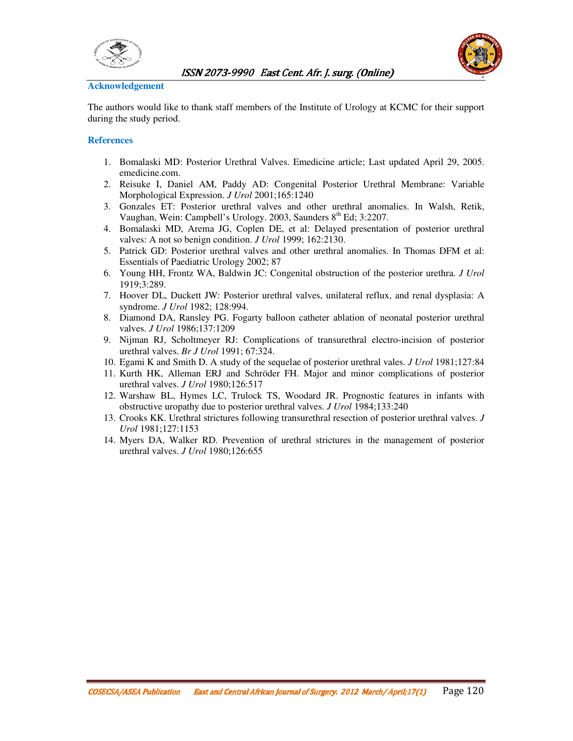## Acknowledgement

The authors would like to thank staff members of the Institute of Urology at KCMC for their support during the study period.

## References

1. Bomalaski MD: Posterior Urethral Valves. Emedicine article; Last updated April 29, 2005. emedicine.com.
2. Reisuke I, Daniel AM, Paddy AD: Congenital Posterior Urethral Membrane: Variable Morphological Expression. *J Urol* 2001;165:1240
3. Gonzales ET: Posterior urethral valves and other urethral anomalies. In Walsh, Retik, Vaughan, Wein: Campbell's Urology. 2003, Saunders 8th Ed; 3:2207.
4. Bomalaski MD, Arema JG, Coplen DE, et al: Delayed presentation of posterior urethral valves: A not so benign condition. *J Urol* 1999; 162:2130.
5. Patrick GD: Posterior urethral valves and other urethral anomalies. In Thomas DFM et al: Essentials of Paediatric Urology 2002; 87
6. Young HH, Frontz WA, Baldwin JC: Congenital obstruction of the posterior urethra. *J Urol* 1919;3:289.
7. Hoover DL, Duckett JW: Posterior urethral valves, unilateral reflux, and renal dysplasia: A syndrome. *J Urol* 1982; 128:994.
8. Diamond DA, Ransley PG. Fogarty balloon catheter ablation of neonatal posterior urethral valves. *J Urol* 1986;137:1209
9. Nijman RJ, Scholtmeyer RJ: Complications of transurethral electro-incision of posterior urethral valves. *Br J Urol* 1991; 67:324.
10. Egami K and Smith D. A study of the sequelae of posterior urethral vales. *J Urol* 1981;127:84
11. Kurth HK, Alleman ERJ and Schröder FH. Major and minor complications of posterior urethral valves. *J Urol* 1980;126:517
12. Warshaw BL, Hymes LC, Trulock TS, Woodard JR. Prognostic features in infants with obstructive uropathy due to posterior urethral valves. *J Urol* 1984;133:240
13. Crooks KK. Urethral strictures following transurethral resection of posterior urethral valves. *J Urol* 1981;127:1153
14. Myers DA, Walker RD. Prevention of urethral strictures in the management of posterior urethral valves. *J Urol* 1980;126:655